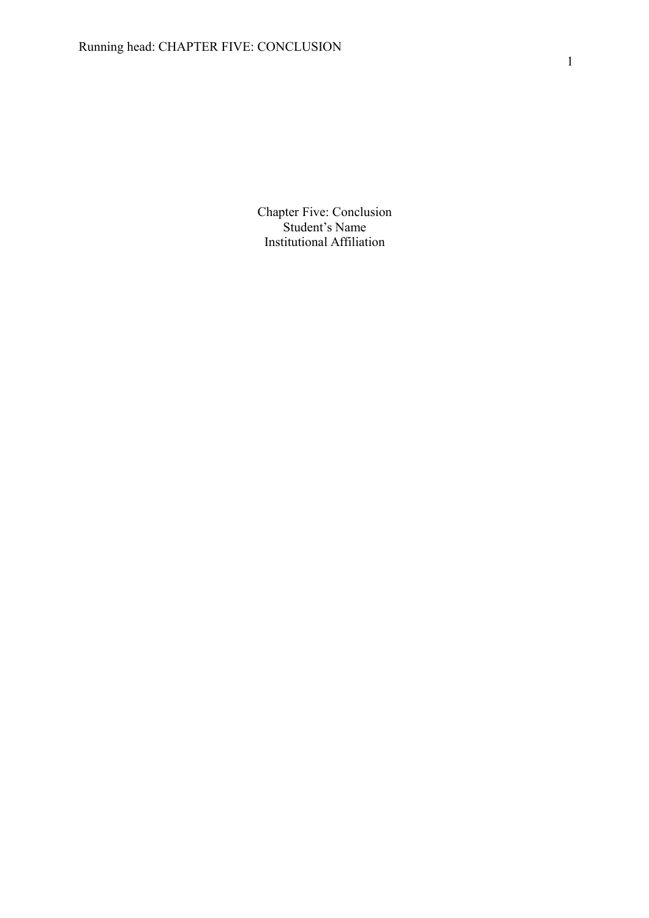Chapter Five: Conclusion

Student's Name

Institutional Affiliation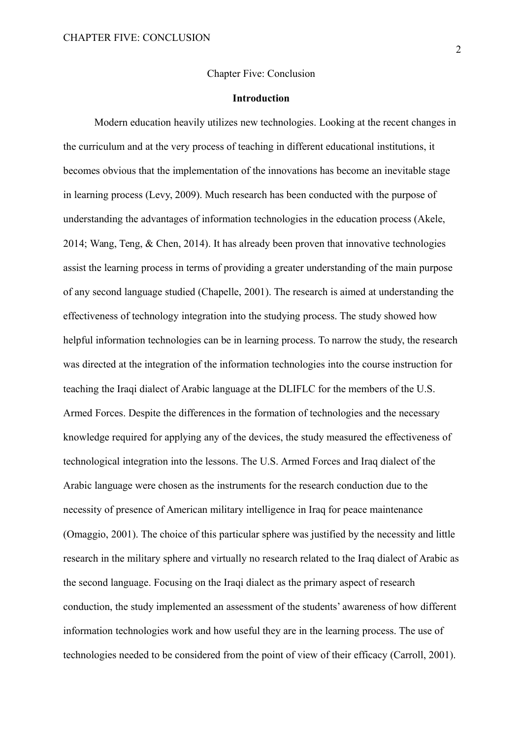# Chapter Five: Conclusion

## Introduction

Modern education heavily utilizes new technologies. Looking at the recent changes in the curriculum and at the very process of teaching in different educational institutions, it becomes obvious that the implementation of the innovations has become an inevitable stage in learning process (Levy, 2009). Much research has been conducted with the purpose of understanding the advantages of information technologies in the education process (Akele, 2014; Wang, Teng, & Chen, 2014). It has already been proven that innovative technologies assist the learning process in terms of providing a greater understanding of the main purpose of any second language studied (Chapelle, 2001). The research is aimed at understanding the effectiveness of technology integration into the studying process. The study showed how helpful information technologies can be in learning process. To narrow the study, the research was directed at the integration of the information technologies into the course instruction for teaching the Iraqi dialect of Arabic language at the DLIFLC for the members of the U.S. Armed Forces. Despite the differences in the formation of technologies and the necessary knowledge required for applying any of the devices, the study measured the effectiveness of technological integration into the lessons. The U.S. Armed Forces and Iraq dialect of the Arabic language were chosen as the instruments for the research conduction due to the necessity of presence of American military intelligence in Iraq for peace maintenance (Omaggio, 2001). The choice of this particular sphere was justified by the necessity and little research in the military sphere and virtually no research related to the Iraq dialect of Arabic as the second language. Focusing on the Iraqi dialect as the primary aspect of research conduction, the study implemented an assessment of the students' awareness of how different information technologies work and how useful they are in the learning process. The use of technologies needed to be considered from the point of view of their efficacy (Carroll, 2001).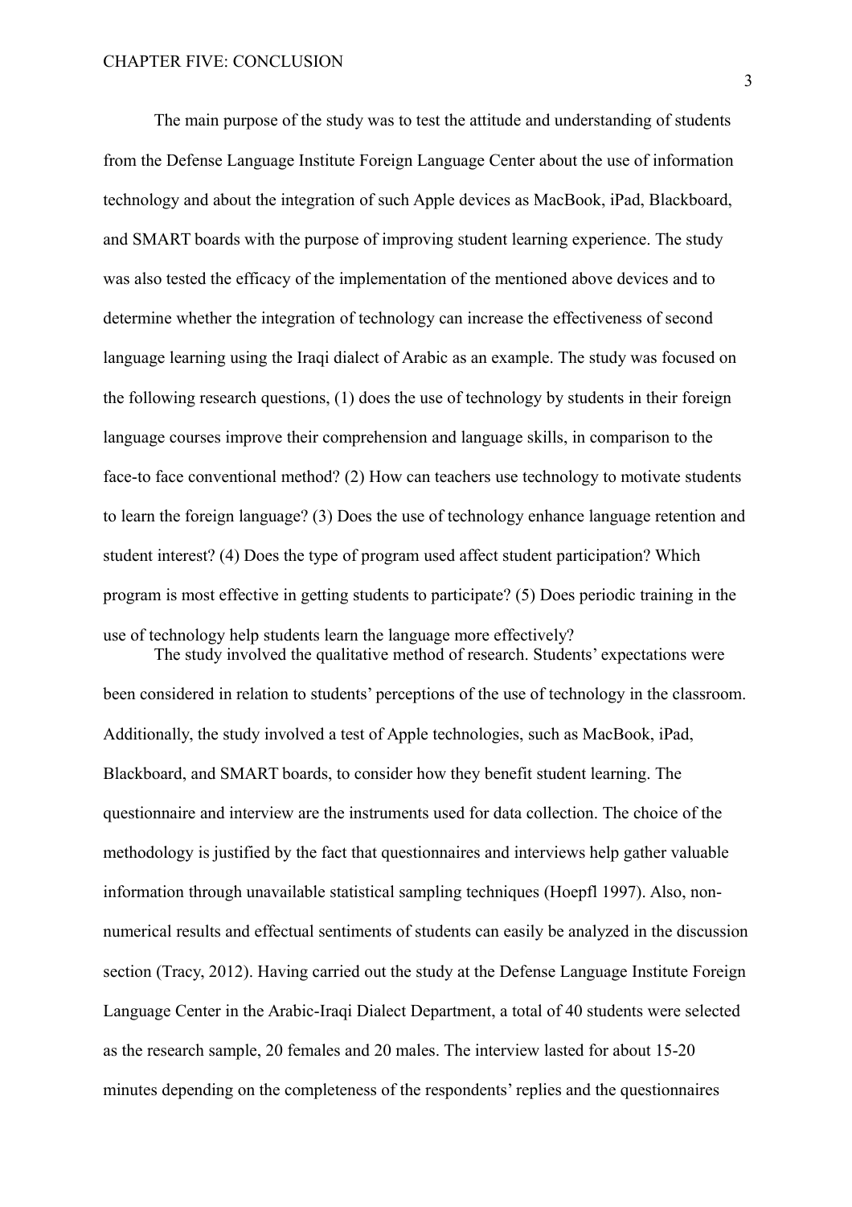The main purpose of the study was to test the attitude and understanding of students from the Defense Language Institute Foreign Language Center about the use of information technology and about the integration of such Apple devices as MacBook, iPad, Blackboard, and SMART boards with the purpose of improving student learning experience. The study was also tested the efficacy of the implementation of the mentioned above devices and to determine whether the integration of technology can increase the effectiveness of second language learning using the Iraqi dialect of Arabic as an example. The study was focused on the following research questions, (1) does the use of technology by students in their foreign language courses improve their comprehension and language skills, in comparison to the face-to face conventional method? (2) How can teachers use technology to motivate students to learn the foreign language? (3) Does the use of technology enhance language retention and student interest? (4) Does the type of program used affect student participation? Which program is most effective in getting students to participate? (5) Does periodic training in the use of technology help students learn the language more effectively?

The study involved the qualitative method of research. Students' expectations were been considered in relation to students' perceptions of the use of technology in the classroom. Additionally, the study involved a test of Apple technologies, such as MacBook, iPad, Blackboard, and SMART boards, to consider how they benefit student learning. The questionnaire and interview are the instruments used for data collection. The choice of the methodology is justified by the fact that questionnaires and interviews help gather valuable information through unavailable statistical sampling techniques (Hoepfl 1997). Also, non-numerical results and effectual sentiments of students can easily be analyzed in the discussion section (Tracy, 2012). Having carried out the study at the Defense Language Institute Foreign Language Center in the Arabic-Iraqi Dialect Department, a total of 40 students were selected as the research sample, 20 females and 20 males. The interview lasted for about 15-20 minutes depending on the completeness of the respondents' replies and the questionnaires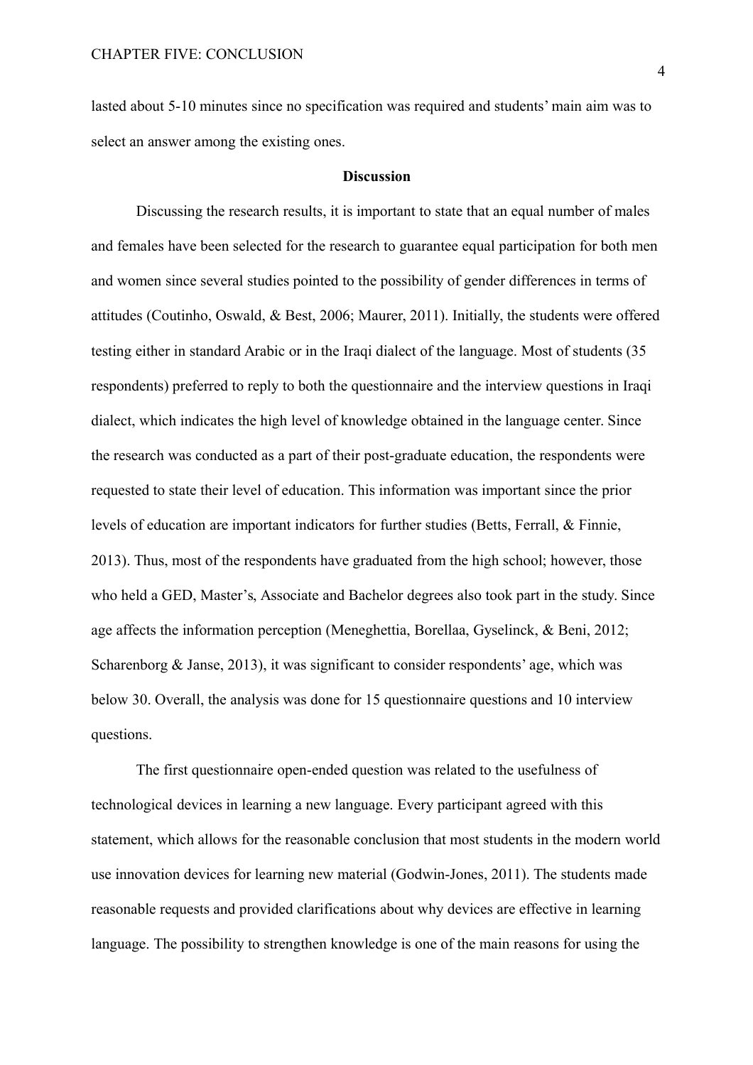lasted about 5-10 minutes since no specification was required and students' main aim was to select an answer among the existing ones.

## Discussion

Discussing the research results, it is important to state that an equal number of males and females have been selected for the research to guarantee equal participation for both men and women since several studies pointed to the possibility of gender differences in terms of attitudes (Coutinho, Oswald, & Best, 2006; Maurer, 2011). Initially, the students were offered testing either in standard Arabic or in the Iraqi dialect of the language. Most of students (35 respondents) preferred to reply to both the questionnaire and the interview questions in Iraqi dialect, which indicates the high level of knowledge obtained in the language center. Since the research was conducted as a part of their post-graduate education, the respondents were requested to state their level of education. This information was important since the prior levels of education are important indicators for further studies (Betts, Ferrall, & Finnie, 2013). Thus, most of the respondents have graduated from the high school; however, those who held a GED, Master's, Associate and Bachelor degrees also took part in the study. Since age affects the information perception (Meneghettia, Borellaa, Gyselinck, & Beni, 2012; Scharenborg & Janse, 2013), it was significant to consider respondents' age, which was below 30. Overall, the analysis was done for 15 questionnaire questions and 10 interview questions.

The first questionnaire open-ended question was related to the usefulness of technological devices in learning a new language. Every participant agreed with this statement, which allows for the reasonable conclusion that most students in the modern world use innovation devices for learning new material (Godwin-Jones, 2011). The students made reasonable requests and provided clarifications about why devices are effective in learning language. The possibility to strengthen knowledge is one of the main reasons for using the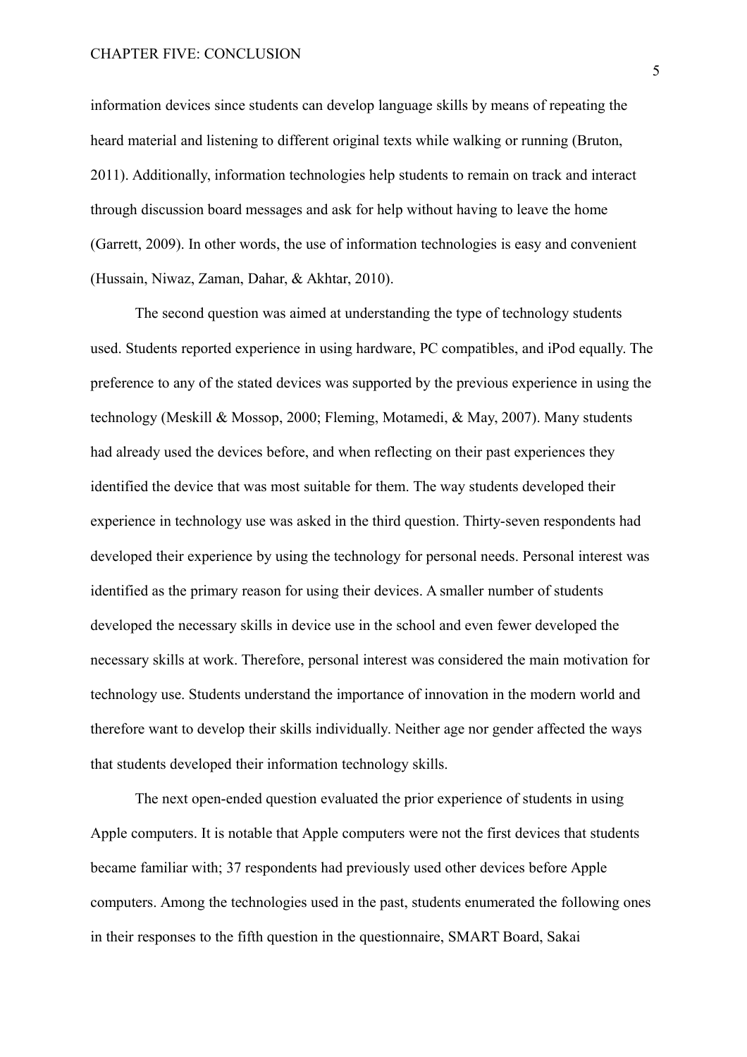information devices since students can develop language skills by means of repeating the heard material and listening to different original texts while walking or running (Bruton, 2011). Additionally, information technologies help students to remain on track and interact through discussion board messages and ask for help without having to leave the home (Garrett, 2009). In other words, the use of information technologies is easy and convenient (Hussain, Niwaz, Zaman, Dahar, & Akhtar, 2010).

The second question was aimed at understanding the type of technology students used. Students reported experience in using hardware, PC compatibles, and iPod equally. The preference to any of the stated devices was supported by the previous experience in using the technology (Meskill & Mossop, 2000; Fleming, Motamedi, & May, 2007). Many students had already used the devices before, and when reflecting on their past experiences they identified the device that was most suitable for them. The way students developed their experience in technology use was asked in the third question. Thirty-seven respondents had developed their experience by using the technology for personal needs. Personal interest was identified as the primary reason for using their devices. A smaller number of students developed the necessary skills in device use in the school and even fewer developed the necessary skills at work. Therefore, personal interest was considered the main motivation for technology use. Students understand the importance of innovation in the modern world and therefore want to develop their skills individually. Neither age nor gender affected the ways that students developed their information technology skills.

The next open-ended question evaluated the prior experience of students in using Apple computers. It is notable that Apple computers were not the first devices that students became familiar with; 37 respondents had previously used other devices before Apple computers. Among the technologies used in the past, students enumerated the following ones in their responses to the fifth question in the questionnaire, SMART Board, Sakai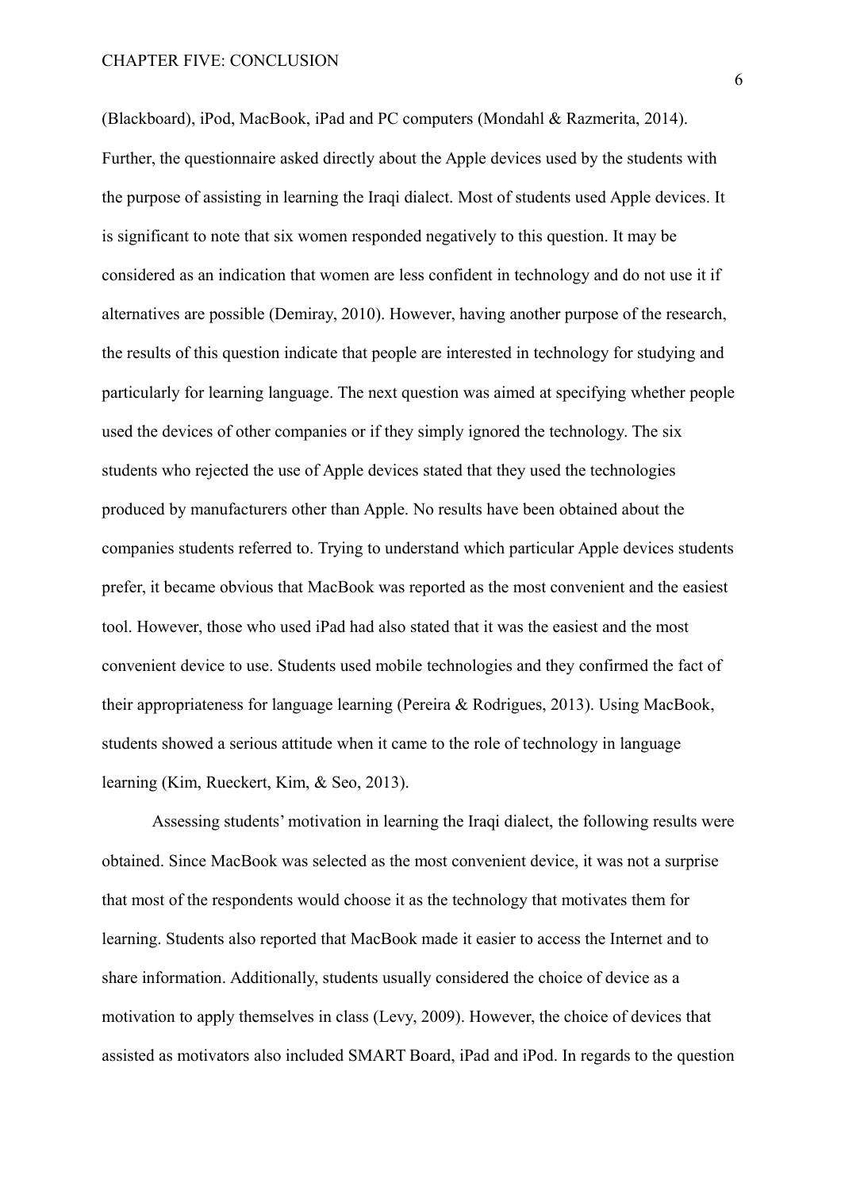(Blackboard), iPod, MacBook, iPad and PC computers (Mondahl & Razmerita, 2014). Further, the questionnaire asked directly about the Apple devices used by the students with the purpose of assisting in learning the Iraqi dialect. Most of students used Apple devices. It is significant to note that six women responded negatively to this question. It may be considered as an indication that women are less confident in technology and do not use it if alternatives are possible (Demiray, 2010). However, having another purpose of the research, the results of this question indicate that people are interested in technology for studying and particularly for learning language. The next question was aimed at specifying whether people used the devices of other companies or if they simply ignored the technology. The six students who rejected the use of Apple devices stated that they used the technologies produced by manufacturers other than Apple. No results have been obtained about the companies students referred to. Trying to understand which particular Apple devices students prefer, it became obvious that MacBook was reported as the most convenient and the easiest tool. However, those who used iPad had also stated that it was the easiest and the most convenient device to use. Students used mobile technologies and they confirmed the fact of their appropriateness for language learning (Pereira & Rodrigues, 2013). Using MacBook, students showed a serious attitude when it came to the role of technology in language learning (Kim, Rueckert, Kim, & Seo, 2013).

Assessing students' motivation in learning the Iraqi dialect, the following results were obtained. Since MacBook was selected as the most convenient device, it was not a surprise that most of the respondents would choose it as the technology that motivates them for learning. Students also reported that MacBook made it easier to access the Internet and to share information. Additionally, students usually considered the choice of device as a motivation to apply themselves in class (Levy, 2009). However, the choice of devices that assisted as motivators also included SMART Board, iPad and iPod. In regards to the question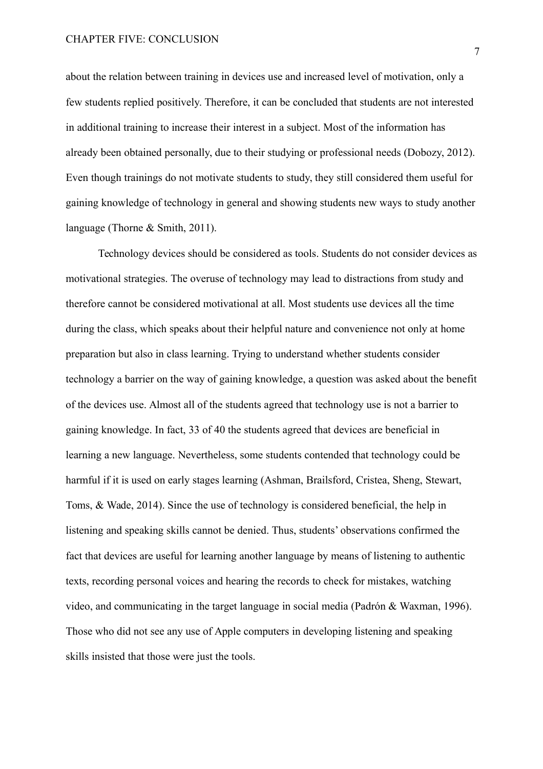about the relation between training in devices use and increased level of motivation, only a few students replied positively. Therefore, it can be concluded that students are not interested in additional training to increase their interest in a subject. Most of the information has already been obtained personally, due to their studying or professional needs (Dobozy, 2012). Even though trainings do not motivate students to study, they still considered them useful for gaining knowledge of technology in general and showing students new ways to study another language (Thorne & Smith, 2011).

Technology devices should be considered as tools. Students do not consider devices as motivational strategies. The overuse of technology may lead to distractions from study and therefore cannot be considered motivational at all. Most students use devices all the time during the class, which speaks about their helpful nature and convenience not only at home preparation but also in class learning. Trying to understand whether students consider technology a barrier on the way of gaining knowledge, a question was asked about the benefit of the devices use. Almost all of the students agreed that technology use is not a barrier to gaining knowledge. In fact, 33 of 40 the students agreed that devices are beneficial in learning a new language. Nevertheless, some students contended that technology could be harmful if it is used on early stages learning (Ashman, Brailsford, Cristea, Sheng, Stewart, Toms, & Wade, 2014). Since the use of technology is considered beneficial, the help in listening and speaking skills cannot be denied. Thus, students' observations confirmed the fact that devices are useful for learning another language by means of listening to authentic texts, recording personal voices and hearing the records to check for mistakes, watching video, and communicating in the target language in social media (Padrón & Waxman, 1996). Those who did not see any use of Apple computers in developing listening and speaking skills insisted that those were just the tools.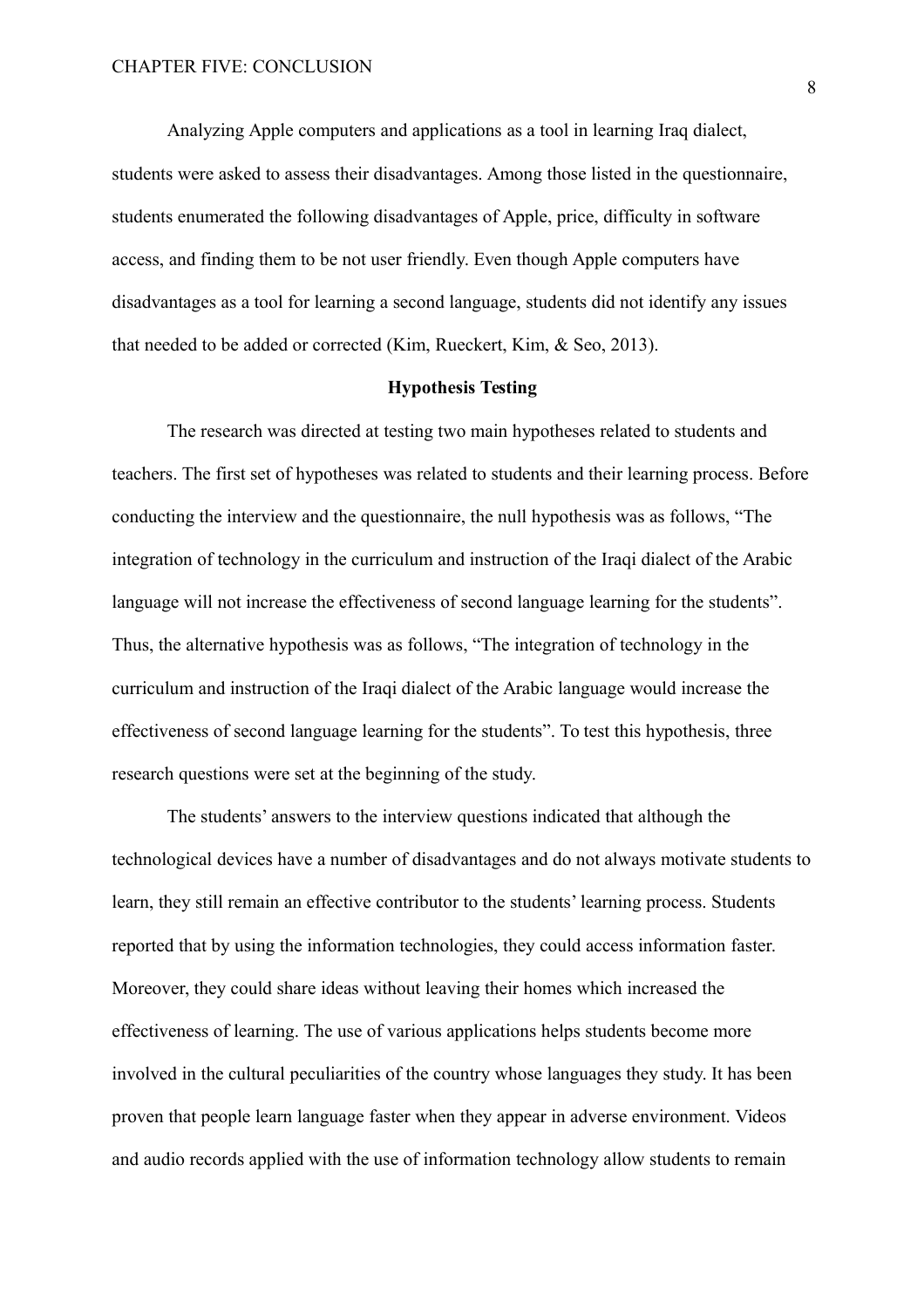Analyzing Apple computers and applications as a tool in learning Iraq dialect, students were asked to assess their disadvantages. Among those listed in the questionnaire, students enumerated the following disadvantages of Apple, price, difficulty in software access, and finding them to be not user friendly. Even though Apple computers have disadvantages as a tool for learning a second language, students did not identify any issues that needed to be added or corrected (Kim, Rueckert, Kim, & Seo, 2013).

## Hypothesis Testing

The research was directed at testing two main hypotheses related to students and teachers. The first set of hypotheses was related to students and their learning process. Before conducting the interview and the questionnaire, the null hypothesis was as follows, "The integration of technology in the curriculum and instruction of the Iraqi dialect of the Arabic language will not increase the effectiveness of second language learning for the students". Thus, the alternative hypothesis was as follows, "The integration of technology in the curriculum and instruction of the Iraqi dialect of the Arabic language would increase the effectiveness of second language learning for the students". To test this hypothesis, three research questions were set at the beginning of the study.

The students' answers to the interview questions indicated that although the technological devices have a number of disadvantages and do not always motivate students to learn, they still remain an effective contributor to the students' learning process. Students reported that by using the information technologies, they could access information faster. Moreover, they could share ideas without leaving their homes which increased the effectiveness of learning. The use of various applications helps students become more involved in the cultural peculiarities of the country whose languages they study. It has been proven that people learn language faster when they appear in adverse environment. Videos and audio records applied with the use of information technology allow students to remain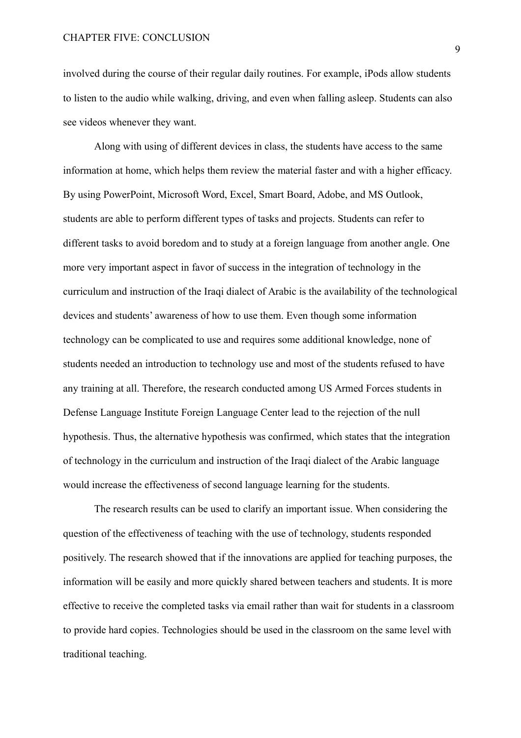involved during the course of their regular daily routines. For example, iPods allow students to listen to the audio while walking, driving, and even when falling asleep. Students can also see videos whenever they want.

Along with using of different devices in class, the students have access to the same information at home, which helps them review the material faster and with a higher efficacy. By using PowerPoint, Microsoft Word, Excel, Smart Board, Adobe, and MS Outlook, students are able to perform different types of tasks and projects. Students can refer to different tasks to avoid boredom and to study at a foreign language from another angle. One more very important aspect in favor of success in the integration of technology in the curriculum and instruction of the Iraqi dialect of Arabic is the availability of the technological devices and students' awareness of how to use them. Even though some information technology can be complicated to use and requires some additional knowledge, none of students needed an introduction to technology use and most of the students refused to have any training at all. Therefore, the research conducted among US Armed Forces students in Defense Language Institute Foreign Language Center lead to the rejection of the null hypothesis. Thus, the alternative hypothesis was confirmed, which states that the integration of technology in the curriculum and instruction of the Iraqi dialect of the Arabic language would increase the effectiveness of second language learning for the students.

The research results can be used to clarify an important issue. When considering the question of the effectiveness of teaching with the use of technology, students responded positively. The research showed that if the innovations are applied for teaching purposes, the information will be easily and more quickly shared between teachers and students. It is more effective to receive the completed tasks via email rather than wait for students in a classroom to provide hard copies. Technologies should be used in the classroom on the same level with traditional teaching.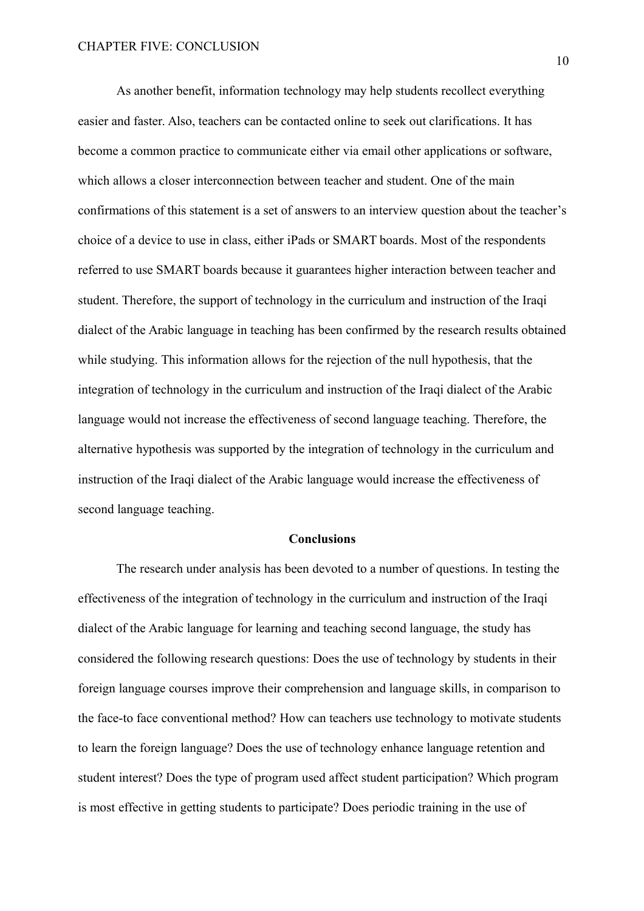As another benefit, information technology may help students recollect everything easier and faster. Also, teachers can be contacted online to seek out clarifications. It has become a common practice to communicate either via email other applications or software, which allows a closer interconnection between teacher and student. One of the main confirmations of this statement is a set of answers to an interview question about the teacher's choice of a device to use in class, either iPads or SMART boards. Most of the respondents referred to use SMART boards because it guarantees higher interaction between teacher and student. Therefore, the support of technology in the curriculum and instruction of the Iraqi dialect of the Arabic language in teaching has been confirmed by the research results obtained while studying. This information allows for the rejection of the null hypothesis, that the integration of technology in the curriculum and instruction of the Iraqi dialect of the Arabic language would not increase the effectiveness of second language teaching. Therefore, the alternative hypothesis was supported by the integration of technology in the curriculum and instruction of the Iraqi dialect of the Arabic language would increase the effectiveness of second language teaching.

## Conclusions

The research under analysis has been devoted to a number of questions. In testing the effectiveness of the integration of technology in the curriculum and instruction of the Iraqi dialect of the Arabic language for learning and teaching second language, the study has considered the following research questions: Does the use of technology by students in their foreign language courses improve their comprehension and language skills, in comparison to the face-to face conventional method? How can teachers use technology to motivate students to learn the foreign language? Does the use of technology enhance language retention and student interest? Does the type of program used affect student participation? Which program is most effective in getting students to participate? Does periodic training in the use of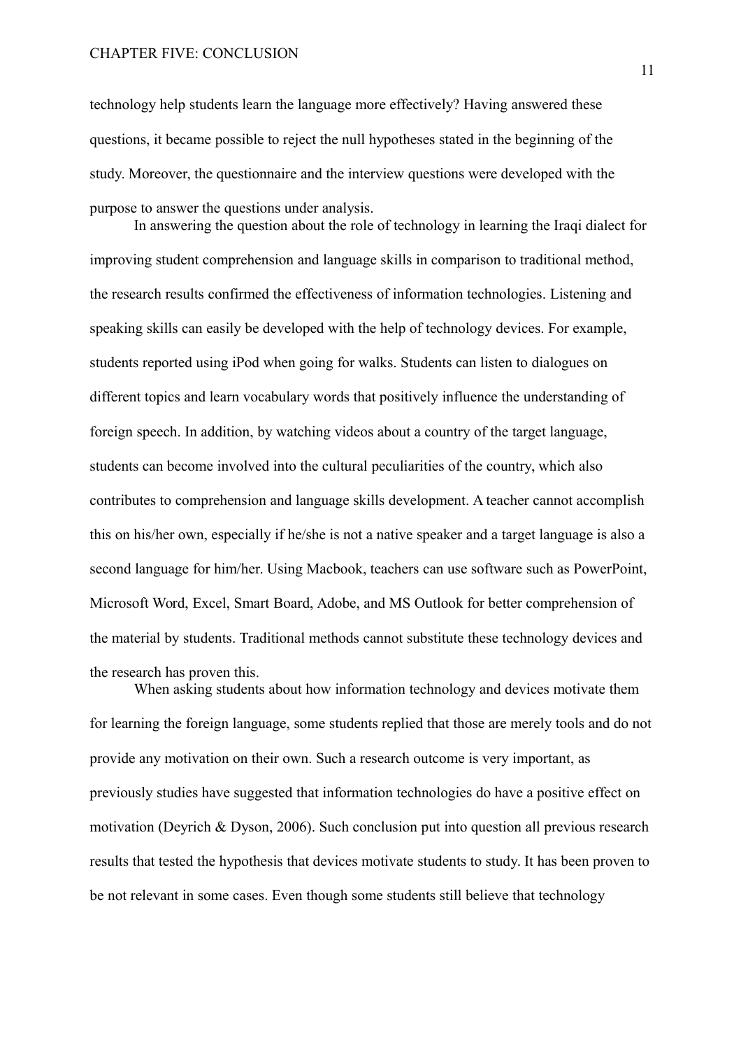technology help students learn the language more effectively? Having answered these questions, it became possible to reject the null hypotheses stated in the beginning of the study. Moreover, the questionnaire and the interview questions were developed with the purpose to answer the questions under analysis.

In answering the question about the role of technology in learning the Iraqi dialect for improving student comprehension and language skills in comparison to traditional method, the research results confirmed the effectiveness of information technologies. Listening and speaking skills can easily be developed with the help of technology devices. For example, students reported using iPod when going for walks. Students can listen to dialogues on different topics and learn vocabulary words that positively influence the understanding of foreign speech. In addition, by watching videos about a country of the target language, students can become involved into the cultural peculiarities of the country, which also contributes to comprehension and language skills development. A teacher cannot accomplish this on his/her own, especially if he/she is not a native speaker and a target language is also a second language for him/her. Using Macbook, teachers can use software such as PowerPoint, Microsoft Word, Excel, Smart Board, Adobe, and MS Outlook for better comprehension of the material by students. Traditional methods cannot substitute these technology devices and the research has proven this.

When asking students about how information technology and devices motivate them for learning the foreign language, some students replied that those are merely tools and do not provide any motivation on their own. Such a research outcome is very important, as previously studies have suggested that information technologies do have a positive effect on motivation (Deyrich & Dyson, 2006). Such conclusion put into question all previous research results that tested the hypothesis that devices motivate students to study. It has been proven to be not relevant in some cases. Even though some students still believe that technology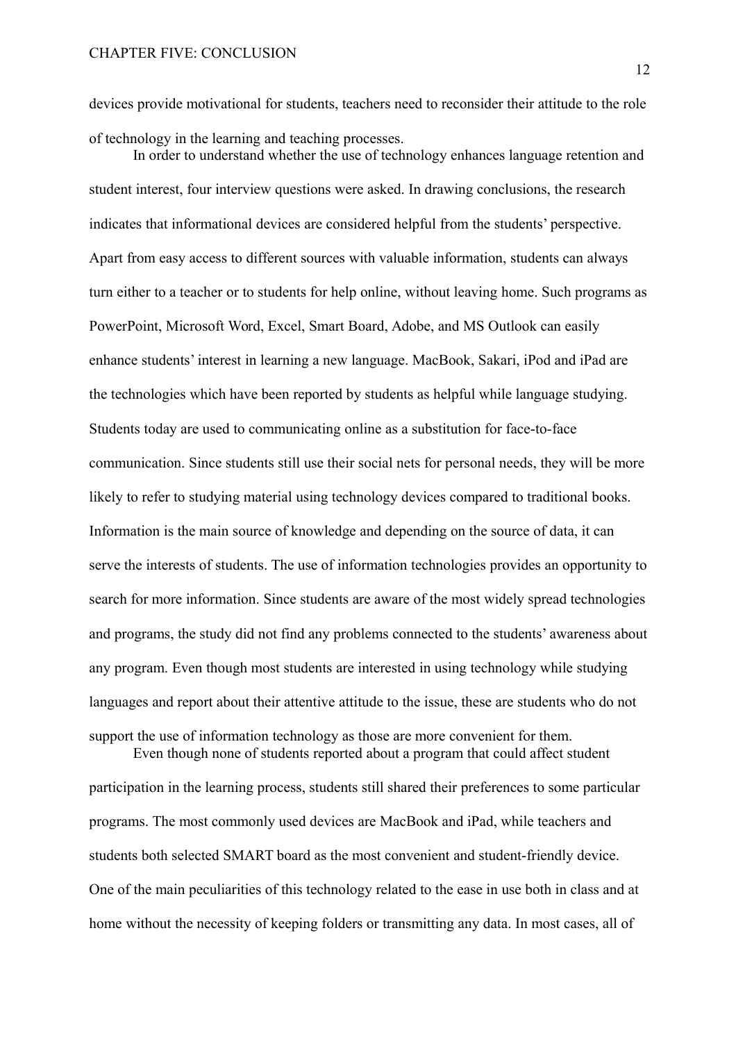devices provide motivational for students, teachers need to reconsider their attitude to the role of technology in the learning and teaching processes.

In order to understand whether the use of technology enhances language retention and student interest, four interview questions were asked. In drawing conclusions, the research indicates that informational devices are considered helpful from the students' perspective. Apart from easy access to different sources with valuable information, students can always turn either to a teacher or to students for help online, without leaving home. Such programs as PowerPoint, Microsoft Word, Excel, Smart Board, Adobe, and MS Outlook can easily enhance students' interest in learning a new language. MacBook, Sakari, iPod and iPad are the technologies which have been reported by students as helpful while language studying. Students today are used to communicating online as a substitution for face-to-face communication. Since students still use their social nets for personal needs, they will be more likely to refer to studying material using technology devices compared to traditional books. Information is the main source of knowledge and depending on the source of data, it can serve the interests of students. The use of information technologies provides an opportunity to search for more information. Since students are aware of the most widely spread technologies and programs, the study did not find any problems connected to the students' awareness about any program. Even though most students are interested in using technology while studying languages and report about their attentive attitude to the issue, these are students who do not support the use of information technology as those are more convenient for them.

Even though none of students reported about a program that could affect student participation in the learning process, students still shared their preferences to some particular programs. The most commonly used devices are MacBook and iPad, while teachers and students both selected SMART board as the most convenient and student-friendly device. One of the main peculiarities of this technology related to the ease in use both in class and at home without the necessity of keeping folders or transmitting any data. In most cases, all of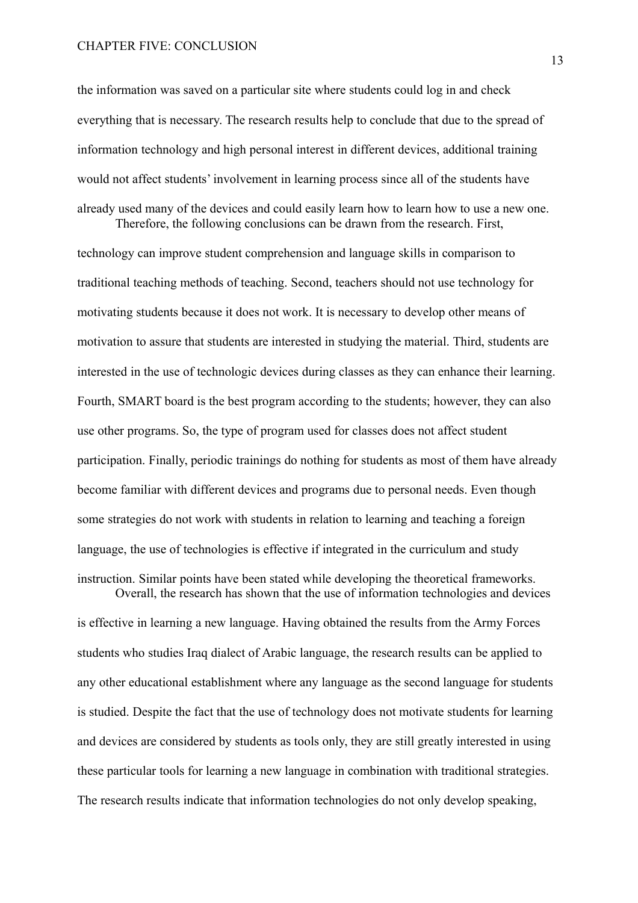the information was saved on a particular site where students could log in and check everything that is necessary. The research results help to conclude that due to the spread of information technology and high personal interest in different devices, additional training would not affect students' involvement in learning process since all of the students have already used many of the devices and could easily learn how to learn how to use a new one.

Therefore, the following conclusions can be drawn from the research. First, technology can improve student comprehension and language skills in comparison to traditional teaching methods of teaching. Second, teachers should not use technology for motivating students because it does not work. It is necessary to develop other means of motivation to assure that students are interested in studying the material. Third, students are interested in the use of technologic devices during classes as they can enhance their learning. Fourth, SMART board is the best program according to the students; however, they can also use other programs. So, the type of program used for classes does not affect student participation. Finally, periodic trainings do nothing for students as most of them have already become familiar with different devices and programs due to personal needs. Even though some strategies do not work with students in relation to learning and teaching a foreign language, the use of technologies is effective if integrated in the curriculum and study instruction. Similar points have been stated while developing the theoretical frameworks.

Overall, the research has shown that the use of information technologies and devices is effective in learning a new language. Having obtained the results from the Army Forces students who studies Iraq dialect of Arabic language, the research results can be applied to any other educational establishment where any language as the second language for students is studied. Despite the fact that the use of technology does not motivate students for learning and devices are considered by students as tools only, they are still greatly interested in using these particular tools for learning a new language in combination with traditional strategies. The research results indicate that information technologies do not only develop speaking,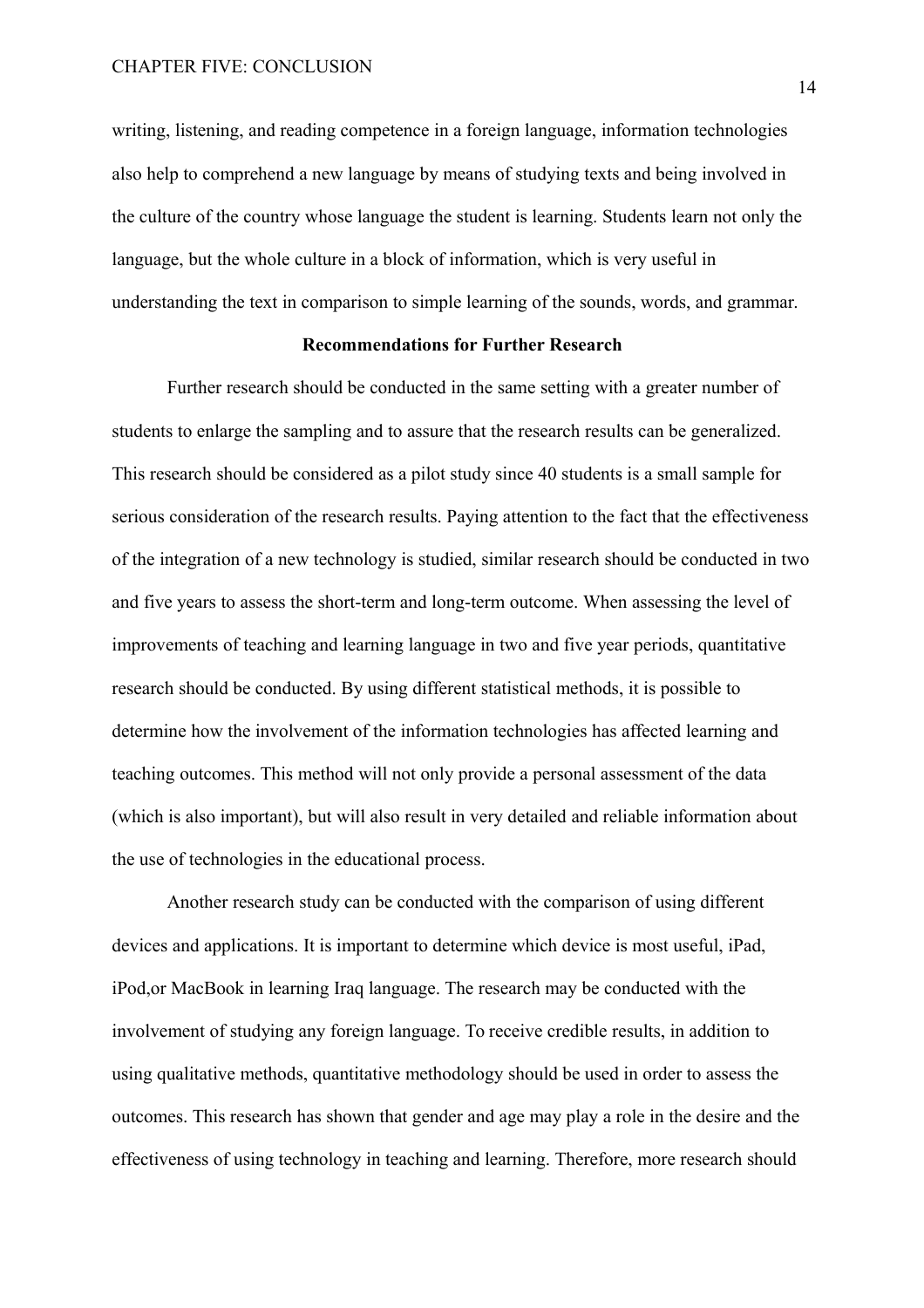writing, listening, and reading competence in a foreign language, information technologies also help to comprehend a new language by means of studying texts and being involved in the culture of the country whose language the student is learning. Students learn not only the language, but the whole culture in a block of information, which is very useful in understanding the text in comparison to simple learning of the sounds, words, and grammar.

## Recommendations for Further Research

Further research should be conducted in the same setting with a greater number of students to enlarge the sampling and to assure that the research results can be generalized. This research should be considered as a pilot study since 40 students is a small sample for serious consideration of the research results. Paying attention to the fact that the effectiveness of the integration of a new technology is studied, similar research should be conducted in two and five years to assess the short-term and long-term outcome. When assessing the level of improvements of teaching and learning language in two and five year periods, quantitative research should be conducted. By using different statistical methods, it is possible to determine how the involvement of the information technologies has affected learning and teaching outcomes. This method will not only provide a personal assessment of the data (which is also important), but will also result in very detailed and reliable information about the use of technologies in the educational process.

Another research study can be conducted with the comparison of using different devices and applications. It is important to determine which device is most useful, iPad, iPod,or MacBook in learning Iraq language. The research may be conducted with the involvement of studying any foreign language. To receive credible results, in addition to using qualitative methods, quantitative methodology should be used in order to assess the outcomes. This research has shown that gender and age may play a role in the desire and the effectiveness of using technology in teaching and learning. Therefore, more research should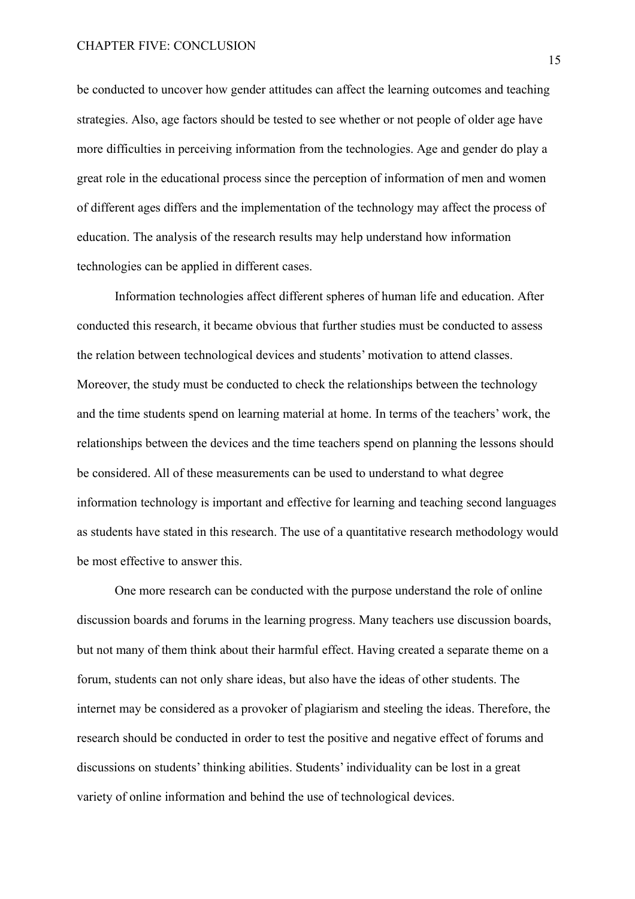be conducted to uncover how gender attitudes can affect the learning outcomes and teaching strategies. Also, age factors should be tested to see whether or not people of older age have more difficulties in perceiving information from the technologies. Age and gender do play a great role in the educational process since the perception of information of men and women of different ages differs and the implementation of the technology may affect the process of education. The analysis of the research results may help understand how information technologies can be applied in different cases.

Information technologies affect different spheres of human life and education. After conducted this research, it became obvious that further studies must be conducted to assess the relation between technological devices and students' motivation to attend classes. Moreover, the study must be conducted to check the relationships between the technology and the time students spend on learning material at home. In terms of the teachers' work, the relationships between the devices and the time teachers spend on planning the lessons should be considered. All of these measurements can be used to understand to what degree information technology is important and effective for learning and teaching second languages as students have stated in this research. The use of a quantitative research methodology would be most effective to answer this.

One more research can be conducted with the purpose understand the role of online discussion boards and forums in the learning progress. Many teachers use discussion boards, but not many of them think about their harmful effect. Having created a separate theme on a forum, students can not only share ideas, but also have the ideas of other students. The internet may be considered as a provoker of plagiarism and steeling the ideas. Therefore, the research should be conducted in order to test the positive and negative effect of forums and discussions on students' thinking abilities. Students' individuality can be lost in a great variety of online information and behind the use of technological devices.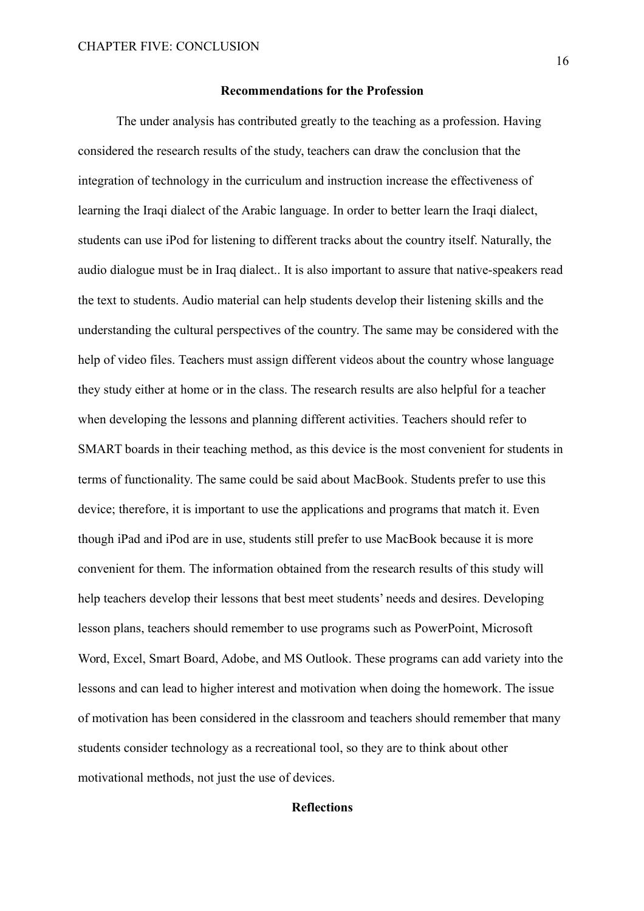## Recommendations for the Profession

The under analysis has contributed greatly to the teaching as a profession. Having considered the research results of the study, teachers can draw the conclusion that the integration of technology in the curriculum and instruction increase the effectiveness of learning the Iraqi dialect of the Arabic language. In order to better learn the Iraqi dialect, students can use iPod for listening to different tracks about the country itself. Naturally, the audio dialogue must be in Iraq dialect.. It is also important to assure that native-speakers read the text to students. Audio material can help students develop their listening skills and the understanding the cultural perspectives of the country. The same may be considered with the help of video files. Teachers must assign different videos about the country whose language they study either at home or in the class. The research results are also helpful for a teacher when developing the lessons and planning different activities. Teachers should refer to SMART boards in their teaching method, as this device is the most convenient for students in terms of functionality. The same could be said about MacBook. Students prefer to use this device; therefore, it is important to use the applications and programs that match it. Even though iPad and iPod are in use, students still prefer to use MacBook because it is more convenient for them. The information obtained from the research results of this study will help teachers develop their lessons that best meet students' needs and desires. Developing lesson plans, teachers should remember to use programs such as PowerPoint, Microsoft Word, Excel, Smart Board, Adobe, and MS Outlook. These programs can add variety into the lessons and can lead to higher interest and motivation when doing the homework. The issue of motivation has been considered in the classroom and teachers should remember that many students consider technology as a recreational tool, so they are to think about other motivational methods, not just the use of devices.

## Reflections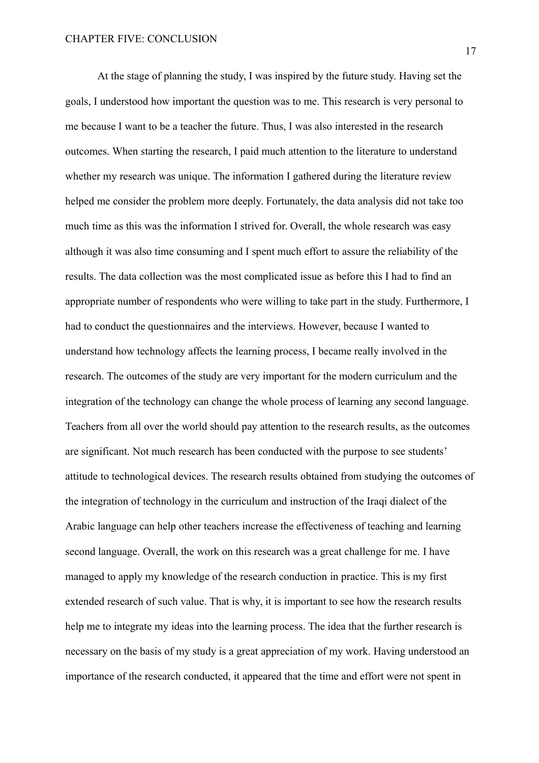At the stage of planning the study, I was inspired by the future study. Having set the goals, I understood how important the question was to me. This research is very personal to me because I want to be a teacher the future. Thus, I was also interested in the research outcomes. When starting the research, I paid much attention to the literature to understand whether my research was unique. The information I gathered during the literature review helped me consider the problem more deeply. Fortunately, the data analysis did not take too much time as this was the information I strived for. Overall, the whole research was easy although it was also time consuming and I spent much effort to assure the reliability of the results. The data collection was the most complicated issue as before this I had to find an appropriate number of respondents who were willing to take part in the study. Furthermore, I had to conduct the questionnaires and the interviews. However, because I wanted to understand how technology affects the learning process, I became really involved in the research. The outcomes of the study are very important for the modern curriculum and the integration of the technology can change the whole process of learning any second language. Teachers from all over the world should pay attention to the research results, as the outcomes are significant. Not much research has been conducted with the purpose to see students' attitude to technological devices. The research results obtained from studying the outcomes of the integration of technology in the curriculum and instruction of the Iraqi dialect of the Arabic language can help other teachers increase the effectiveness of teaching and learning second language. Overall, the work on this research was a great challenge for me. I have managed to apply my knowledge of the research conduction in practice. This is my first extended research of such value. That is why, it is important to see how the research results help me to integrate my ideas into the learning process. The idea that the further research is necessary on the basis of my study is a great appreciation of my work. Having understood an importance of the research conducted, it appeared that the time and effort were not spent in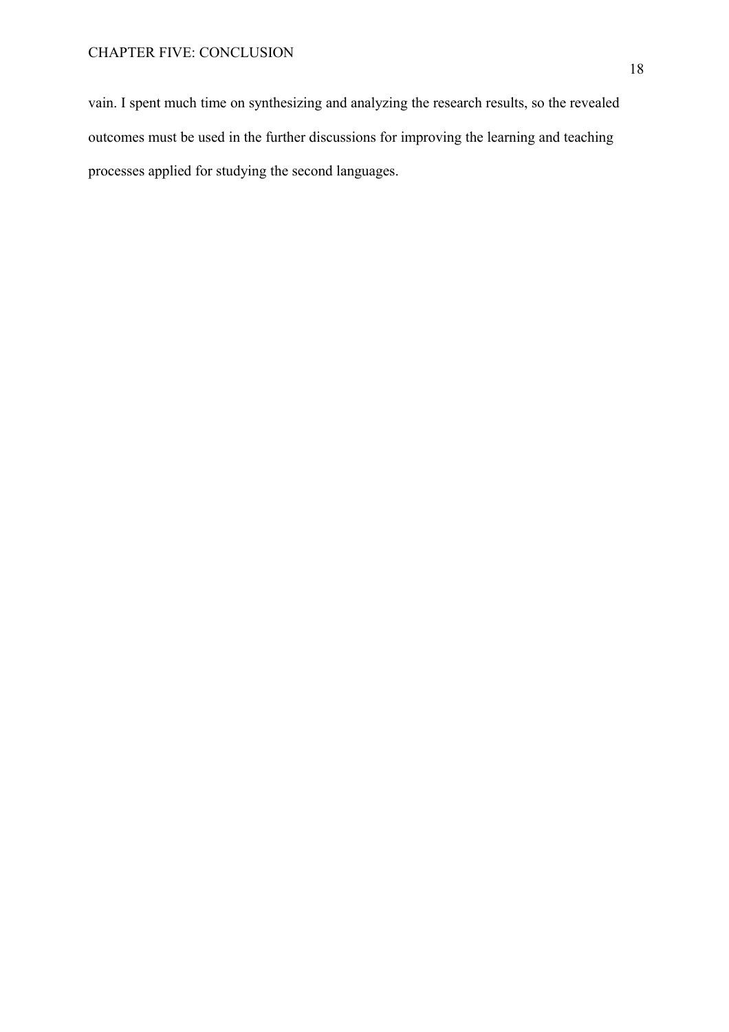vain. I spent much time on synthesizing and analyzing the research results, so the revealed outcomes must be used in the further discussions for improving the learning and teaching processes applied for studying the second languages.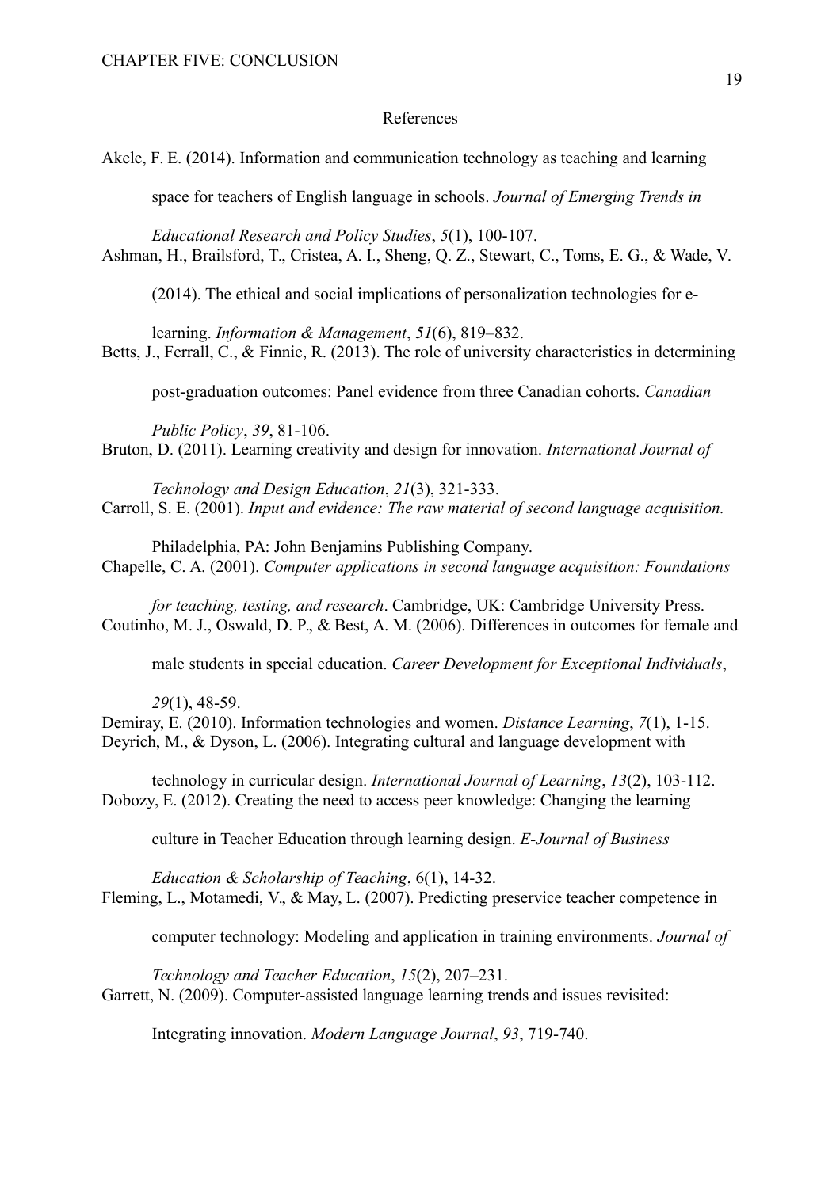## References

Akele, F. E. (2014). Information and communication technology as teaching and learning space for teachers of English language in schools. *Journal of Emerging Trends in Educational Research and Policy Studies*, *5*(1), 100-107.

Ashman, H., Brailsford, T., Cristea, A. I., Sheng, Q. Z., Stewart, C., Toms, E. G., & Wade, V. (2014). The ethical and social implications of personalization technologies for e-learning. *Information & Management*, *51*(6), 819–832.

Betts, J., Ferrall, C., & Finnie, R. (2013). The role of university characteristics in determining post-graduation outcomes: Panel evidence from three Canadian cohorts. *Canadian Public Policy*, *39*, 81-106.

Bruton, D. (2011). Learning creativity and design for innovation. *International Journal of Technology and Design Education*, *21*(3), 321-333.

Carroll, S. E. (2001). *Input and evidence: The raw material of second language acquisition.* Philadelphia, PA: John Benjamins Publishing Company.

Chapelle, C. A. (2001). *Computer applications in second language acquisition: Foundations for teaching, testing, and research*. Cambridge, UK: Cambridge University Press.

Coutinho, M. J., Oswald, D. P., & Best, A. M. (2006). Differences in outcomes for female and male students in special education. *Career Development for Exceptional Individuals*, *29*(1), 48-59.

Demiray, E. (2010). Information technologies and women. *Distance Learning*, *7*(1), 1-15.

Deyrich, M., & Dyson, L. (2006). Integrating cultural and language development with technology in curricular design. *International Journal of Learning*, *13*(2), 103-112.

Dobozy, E. (2012). Creating the need to access peer knowledge: Changing the learning culture in Teacher Education through learning design. *E-Journal of Business Education & Scholarship of Teaching*, 6(1), 14-32.

Fleming, L., Motamedi, V., & May, L. (2007). Predicting preservice teacher competence in computer technology: Modeling and application in training environments. *Journal of Technology and Teacher Education*, *15*(2), 207–231.

Garrett, N. (2009). Computer-assisted language learning trends and issues revisited: Integrating innovation. *Modern Language Journal*, *93*, 719-740.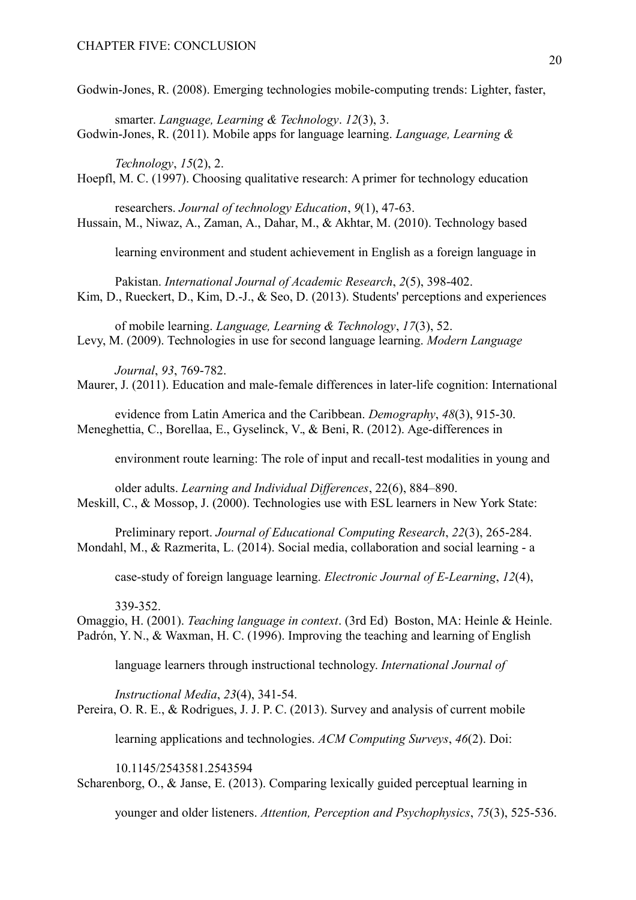Godwin-Jones, R. (2008). Emerging technologies mobile-computing trends: Lighter, faster, smarter. *Language, Learning & Technology*. *12*(3), 3.

Godwin-Jones, R. (2011). Mobile apps for language learning. *Language, Learning & Technology*, *15*(2), 2.

Hoepfl, M. C. (1997). Choosing qualitative research: A primer for technology education researchers. *Journal of technology Education*, *9*(1), 47-63.

Hussain, M., Niwaz, A., Zaman, A., Dahar, M., & Akhtar, M. (2010). Technology based learning environment and student achievement in English as a foreign language in Pakistan. *International Journal of Academic Research*, *2*(5), 398-402.

Kim, D., Rueckert, D., Kim, D.-J., & Seo, D. (2013). Students' perceptions and experiences of mobile learning. *Language, Learning & Technology*, *17*(3), 52.

Levy, M. (2009). Technologies in use for second language learning. *Modern Language Journal*, *93*, 769-782.

Maurer, J. (2011). Education and male-female differences in later-life cognition: International evidence from Latin America and the Caribbean. *Demography*, *48*(3), 915-30.

Meneghettia, C., Borellaa, E., Gyselinck, V., & Beni, R. (2012). Age-differences in environment route learning: The role of input and recall-test modalities in young and older adults. *Learning and Individual Differences*, 22(6), 884–890.

Meskill, C., & Mossop, J. (2000). Technologies use with ESL learners in New York State: Preliminary report. *Journal of Educational Computing Research*, *22*(3), 265-284.

Mondahl, M., & Razmerita, L. (2014). Social media, collaboration and social learning - a case-study of foreign language learning. *Electronic Journal of E-Learning*, *12*(4), 339-352.

Omaggio, H. (2001). *Teaching language in context*. (3rd Ed) Boston, MA: Heinle & Heinle.

Padrón, Y. N., & Waxman, H. C. (1996). Improving the teaching and learning of English language learners through instructional technology. *International Journal of Instructional Media*, *23*(4), 341-54.

Pereira, O. R. E., & Rodrigues, J. J. P. C. (2013). Survey and analysis of current mobile learning applications and technologies. *ACM Computing Surveys*, *46*(2). Doi: 10.1145/2543581.2543594

Scharenborg, O., & Janse, E. (2013). Comparing lexically guided perceptual learning in younger and older listeners. *Attention, Perception and Psychophysics*, *75*(3), 525-536.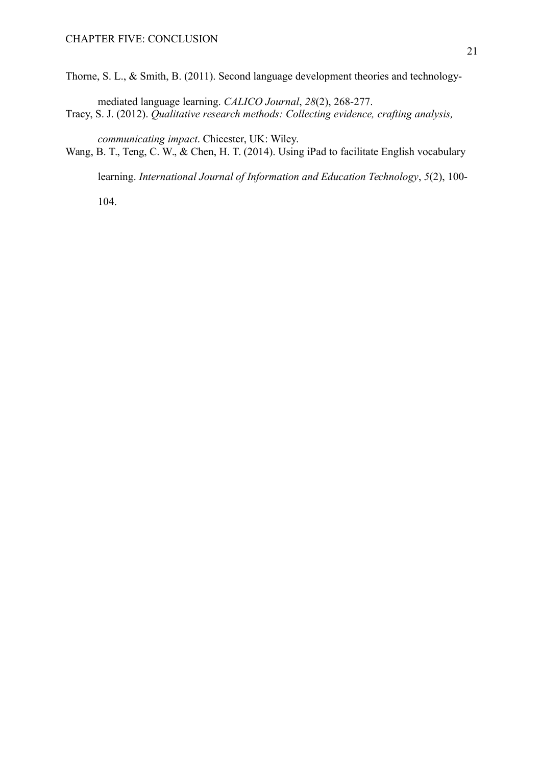Thorne, S. L., & Smith, B. (2011). Second language development theories and technology-mediated language learning. *CALICO Journal*, *28*(2), 268-277.

Tracy, S. J. (2012). *Qualitative research methods: Collecting evidence, crafting analysis, communicating impact*. Chicester, UK: Wiley.

Wang, B. T., Teng, C. W., & Chen, H. T. (2014). Using iPad to facilitate English vocabulary learning. *International Journal of Information and Education Technology*, *5*(2), 100-104.